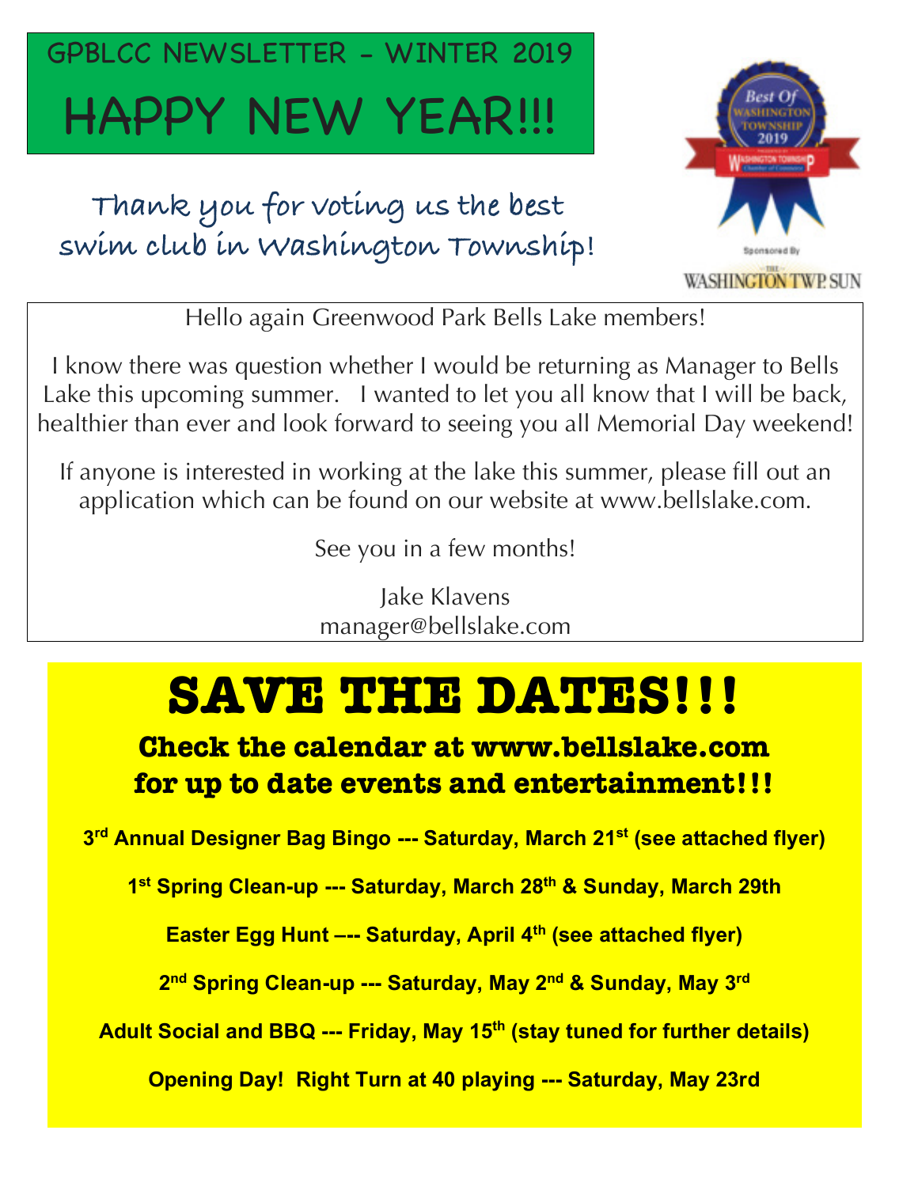# GPBLCC NEWSLETTER – WINTER 2019

# HAPPY NEW YEAR!!!

## Thank you for voting us the best swim club in Washington Township!

Hello again Greenwood Park Bells Lake members!

I know there was question whether I would be returning as Manager to Bells Lake this upcoming summer. I wanted to let you all know that I will be back, healthier than ever and look forward to seeing you all Memorial Day weekend!

If anyone is interested in working at the lake this summer, please fill out an application which can be found on our website at www.bellslake.com.

See you in a few months!

Jake Klavens
manager@bellslake.com

# SAVE THE DATES!!!

## Check the calendar at www.bellslake.com for up to date events and entertainment!!!

**3rd Annual Designer Bag Bingo --- Saturday, March 21st (see attached flyer)**

**1st Spring Clean-up --- Saturday, March 28th & Sunday, March 29th**

**Easter Egg Hunt –-- Saturday, April 4th (see attached flyer)**

**2nd Spring Clean-up --- Saturday, May 2nd & Sunday, May 3rd**

**Adult Social and BBQ --- Friday, May 15th (stay tuned for further details)**

**Opening Day! Right Turn at 40 playing --- Saturday, May 23rd**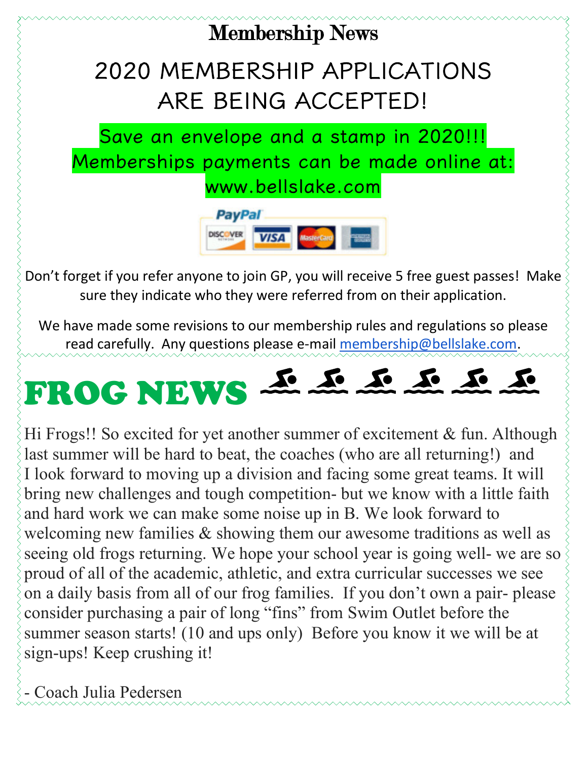# Membership News

## 2020 MEMBERSHIP APPLICATIONS ARE BEING ACCEPTED!

Save an envelope and a stamp in 2020!!!
Memberships payments can be made online at:
www.bellslake.com

Don't forget if you refer anyone to join GP, you will receive 5 free guest passes! Make sure they indicate who they were referred from on their application.

We have made some revisions to our membership rules and regulations so please read carefully. Any questions please e-mail membership@bellslake.com.

# FROG NEWS

Hi Frogs!! So excited for yet another summer of excitement & fun. Although last summer will be hard to beat, the coaches (who are all returning!) and I look forward to moving up a division and facing some great teams. It will bring new challenges and tough competition- but we know with a little faith and hard work we can make some noise up in B. We look forward to welcoming new families & showing them our awesome traditions as well as seeing old frogs returning. We hope your school year is going well- we are so proud of all of the academic, athletic, and extra curricular successes we see on a daily basis from all of our frog families. If you don't own a pair- please consider purchasing a pair of long "fins" from Swim Outlet before the summer season starts! (10 and ups only) Before you know it we will be at sign-ups! Keep crushing it!

- Coach Julia Pedersen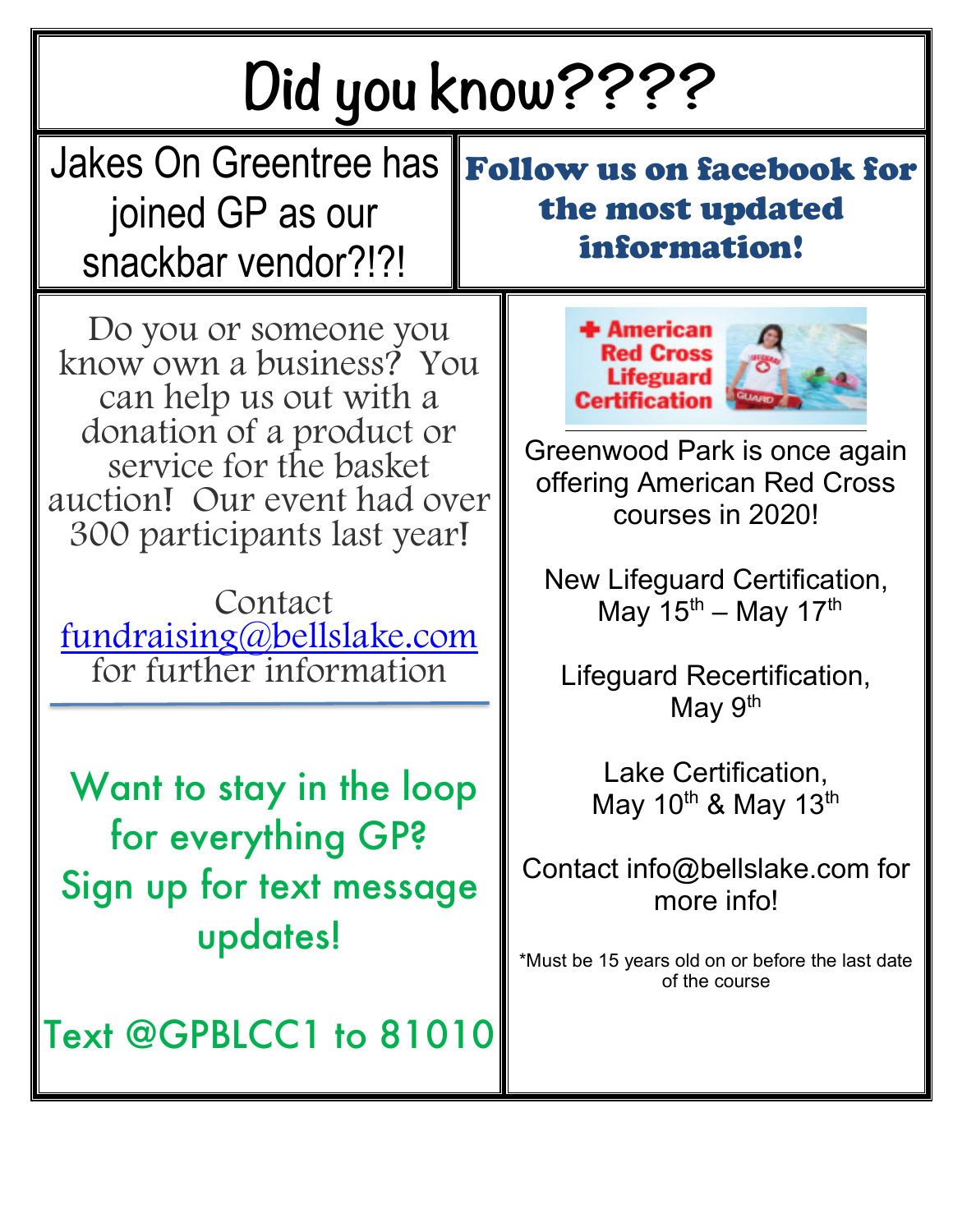# Did you know????

Jakes On Greentree has joined GP as our snackbar vendor?!?!

**Follow us on facebook for the most updated information!**

Do you or someone you know own a business? You can help us out with a donation of a product or service for the basket auction! Our event had over 300 participants last year!

Contact [fundraising@bellslake.com](mailto:fundraising@bellslake.com) for further information

---

Want to stay in the loop for everything GP? Sign up for text message updates!

Text @GPBLCC1 to 81010

American Red Cross Lifeguard Certification

Greenwood Park is once again offering American Red Cross courses in 2020!

New Lifeguard Certification, May 15th – May 17th

Lifeguard Recertification, May 9th

Lake Certification, May 10th & May 13th

Contact info@bellslake.com for more info!

*Must be 15 years old on or before the last date of the course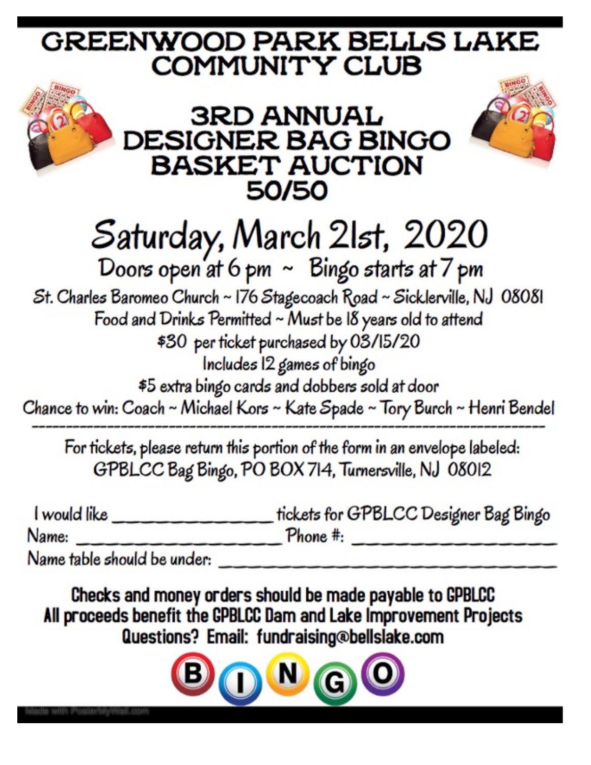# GREENWOOD PARK BELLS LAKE COMMUNITY CLUB

## 3RD ANNUAL DESIGNER BAG BINGO BASKET AUCTION 50/50

## Saturday, March 21st, 2020

Doors open at 6 pm ~ Bingo starts at 7 pm

St. Charles Baromeo Church ~ 176 Stagecoach Road ~ Sicklerville, NJ 08081

Food and Drinks Permitted ~ Must be 18 years old to attend

$30 per ticket purchased by 03/15/20

Includes 12 games of bingo

$5 extra bingo cards and dobbers sold at door

Chance to win: Coach ~ Michael Kors ~ Kate Spade ~ Tory Burch ~ Henri Bendel

---

For tickets, please return this portion of the form in an envelope labeled:
GPBLCC Bag Bingo, PO BOX 714, Turnersville, NJ 08012

I would like ________________ tickets for GPBLCC Designer Bag Bingo

Name: ______________________ Phone #: ____________________

Name table should be under: ________________________________

**Checks and money orders should be made payable to GPBLCC**

**All proceeds benefit the GPBLCC Dam and Lake Improvement Projects**

**Questions? Email: fundraising@bellslake.com**

B I N G O

Made with PosterMyWall.com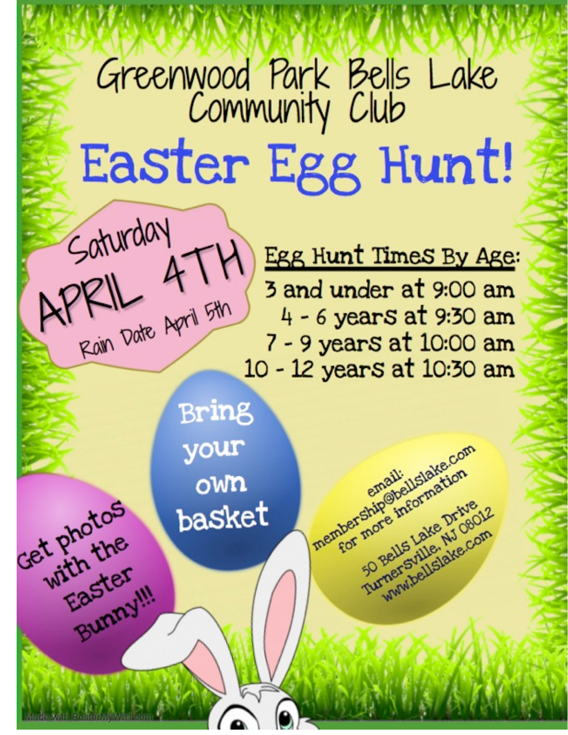# Greenwood Park Bells Lake Community Club

# Easter Egg Hunt!

**Saturday**
**APRIL 4TH**
Rain Date April 5th

**Egg Hunt Times By Age:**

3 and under at 9:00 am
4 - 6 years at 9:30 am
7 - 9 years at 10:00 am
10 - 12 years at 10:30 am

Bring your own basket

Get photos with the Easter Bunny!!!

email:
membership@bellslake.com
for more information

50 Bells Lake Drive
Turnersville, NJ 08012
www.bellslake.com

Made with PosterMyWall.com